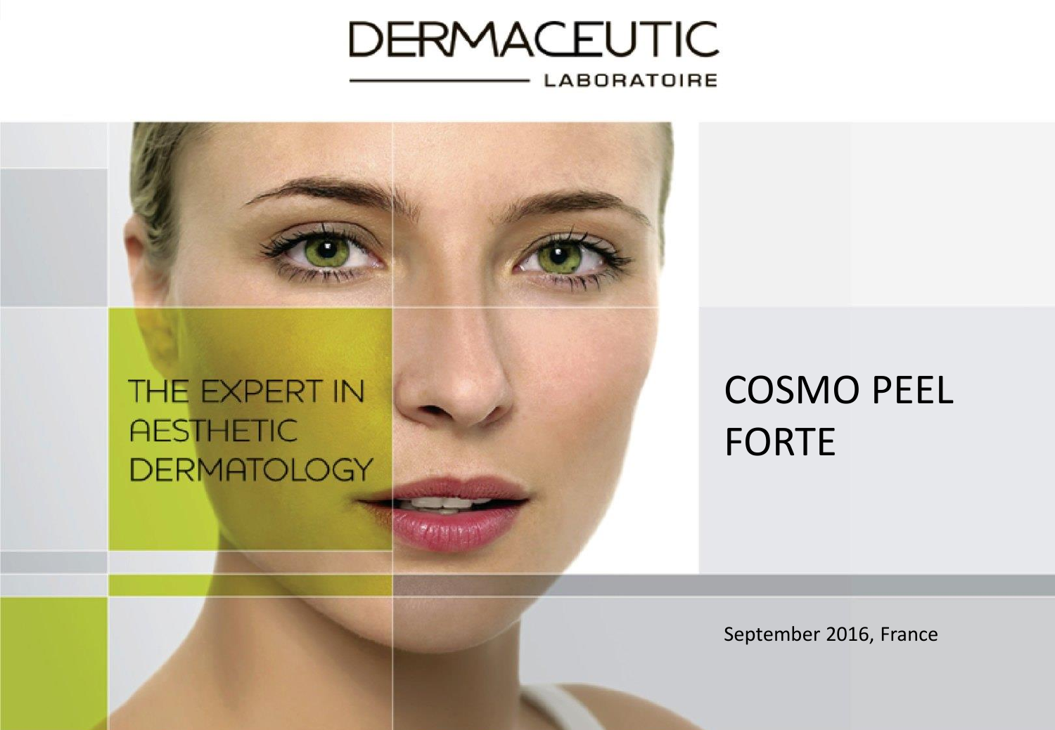# DERMACEUTIC

LABORATOIRE

THE EXPERT IN AESTHETIC DERMATOLOGY

## COSMO PEEL FORTE

September 2016, France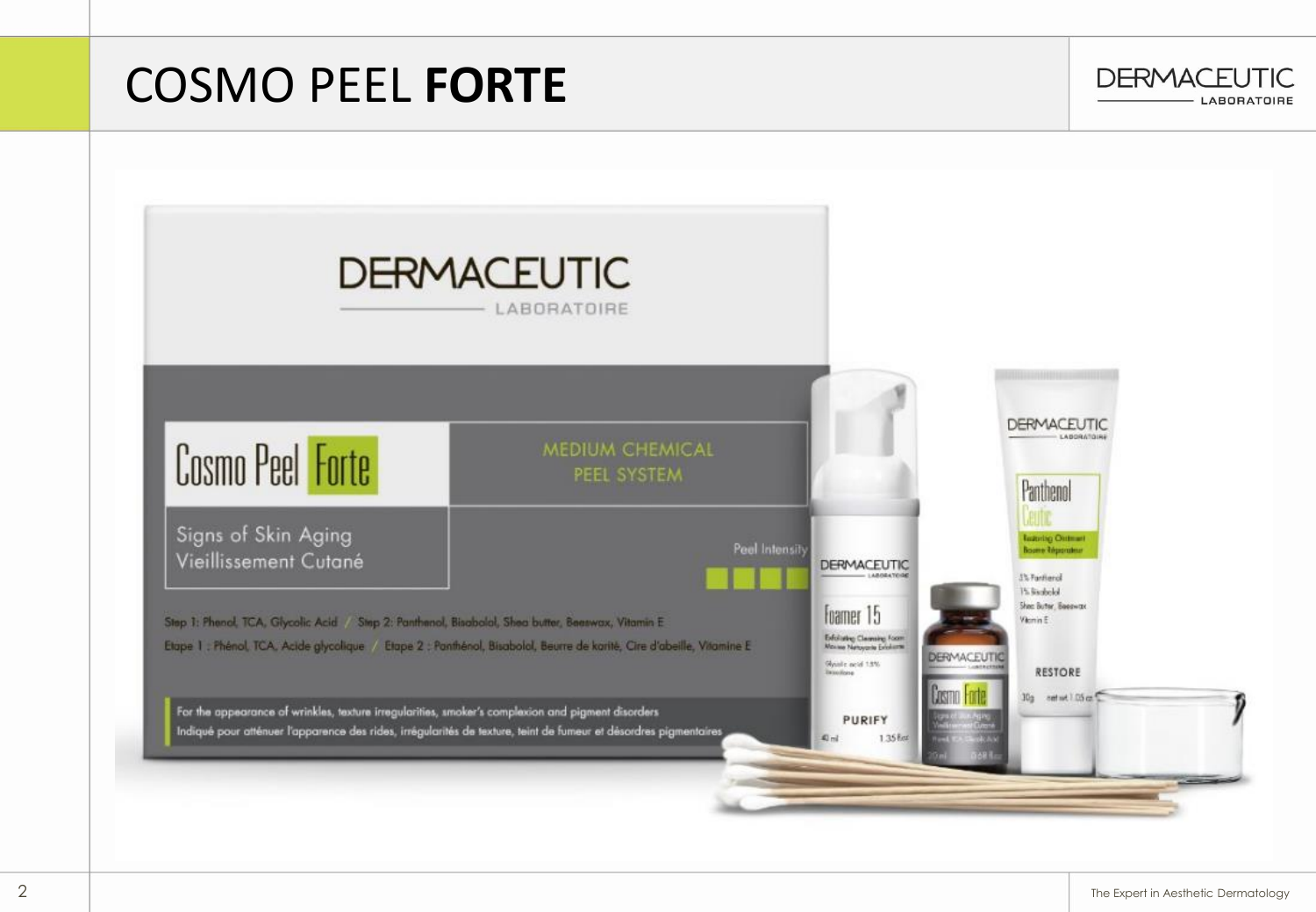# COSMO PEEL **FORTE**

DERMACEUTIC
LABORATOIRE

Cosmo Peel Forte

MEDIUM CHEMICAL PEEL SYSTEM

Signs of Skin Aging
Vieillissement Cutané

Peel Intensity

Step 1: Phenol, TCA, Glycolic Acid / Step 2: Panthenol, Bisabolol, Shea butter, Beeswax, Vitamin E
Etape 1 : Phénol, TCA, Acide glycolique / Etape 2 : Panthénol, Bisabolol, Beurre de karité, Cire d'abeille, Vitamine E

For the appearance of wrinkles, texture irregularities, smoker's complexion and pigment disorders
Indiqué pour atténuer l'apparence des rides, irrégularités de texture, teint de fumeur et désordres pigmentaires

DERMACEUTIC
Foamer 15
PURIFY
40 ml 1.35 fl oz

DERMACEUTIC
Cosmo Forte

DERMACEUTIC
Panthenol Ceutic
RESTORE
30g net wt 1.05 oz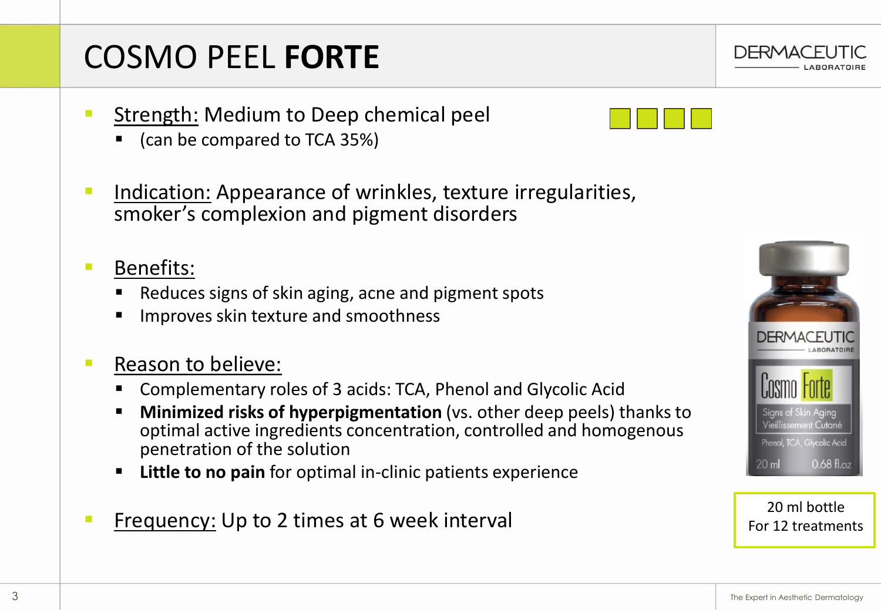# COSMO PEEL **FORTE**

- <u>Strength:</u> Medium to Deep chemical peel
  - (can be compared to TCA 35%)

- <u>Indication:</u> Appearance of wrinkles, texture irregularities, smoker's complexion and pigment disorders

- <u>Benefits:</u>
  - Reduces signs of skin aging, acne and pigment spots
  - Improves skin texture and smoothness

- <u>Reason to believe:</u>
  - Complementary roles of 3 acids: TCA, Phenol and Glycolic Acid
  - **Minimized risks of hyperpigmentation** (vs. other deep peels) thanks to optimal active ingredients concentration, controlled and homogenous penetration of the solution
  - **Little to no pain** for optimal in-clinic patients experience

- <u>Frequency:</u> Up to 2 times at 6 week interval

20 ml bottle
For 12 treatments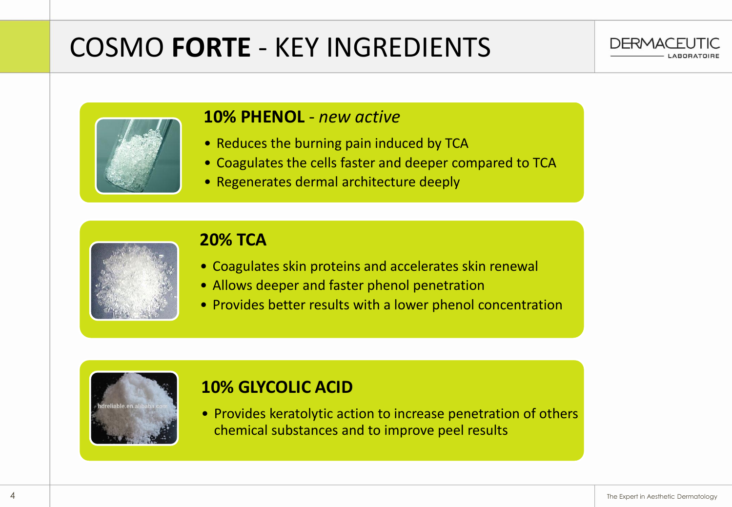# COSMO **FORTE** - KEY INGREDIENTS

## 10% PHENOL - *new active*

- Reduces the burning pain induced by TCA
- Coagulates the cells faster and deeper compared to TCA
- Regenerates dermal architecture deeply

## 20% TCA

- Coagulates skin proteins and accelerates skin renewal
- Allows deeper and faster phenol penetration
- Provides better results with a lower phenol concentration

## 10% GLYCOLIC ACID

- Provides keratolytic action to increase penetration of others chemical substances and to improve peel results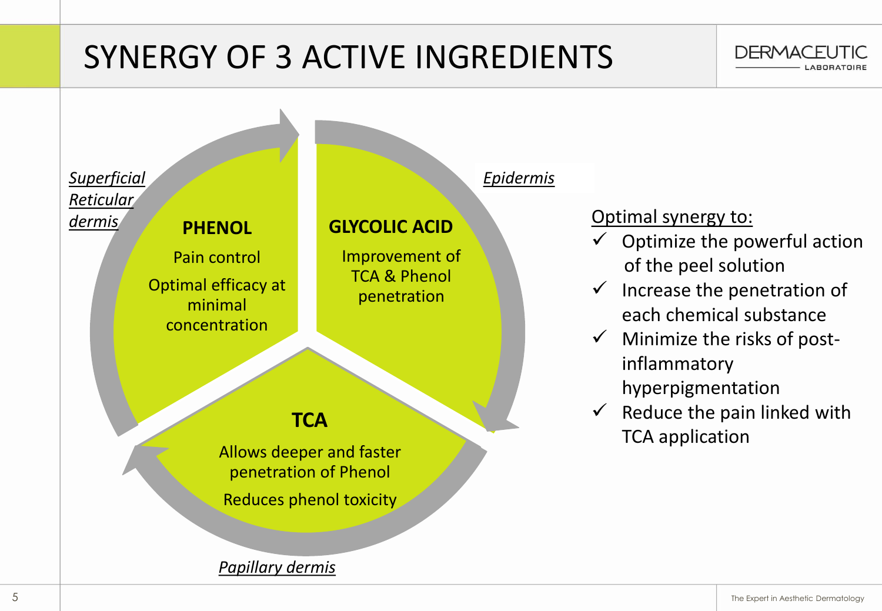# SYNERGY OF 3 ACTIVE INGREDIENTS

*Superficial Reticular dermis*

**PHENOL**

Pain control

Optimal efficacy at minimal concentration

*Epidermis*

**GLYCOLIC ACID**

Improvement of TCA & Phenol penetration

**TCA**

Allows deeper and faster penetration of Phenol

Reduces phenol toxicity

*Papillary dermis*

Optimal synergy to:

- ✓ Optimize the powerful action of the peel solution
- ✓ Increase the penetration of each chemical substance
- ✓ Minimize the risks of post-inflammatory hyperpigmentation
- ✓ Reduce the pain linked with TCA application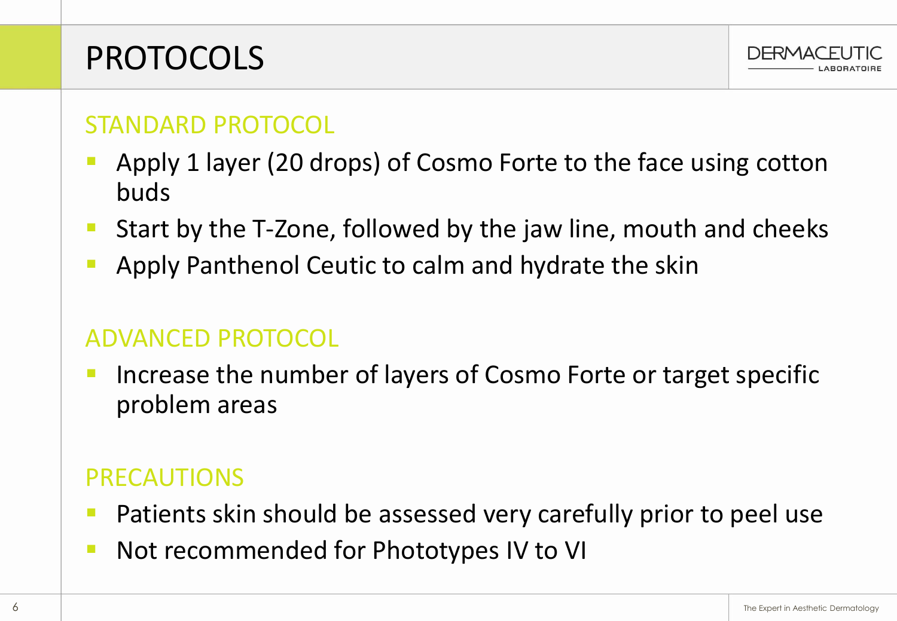# PROTOCOLS

## STANDARD PROTOCOL

- Apply 1 layer (20 drops) of Cosmo Forte to the face using cotton buds
- Start by the T-Zone, followed by the jaw line, mouth and cheeks
- Apply Panthenol Ceutic to calm and hydrate the skin

## ADVANCED PROTOCOL

- Increase the number of layers of Cosmo Forte or target specific problem areas

## PRECAUTIONS

- Patients skin should be assessed very carefully prior to peel use
- Not recommended for Phototypes IV to VI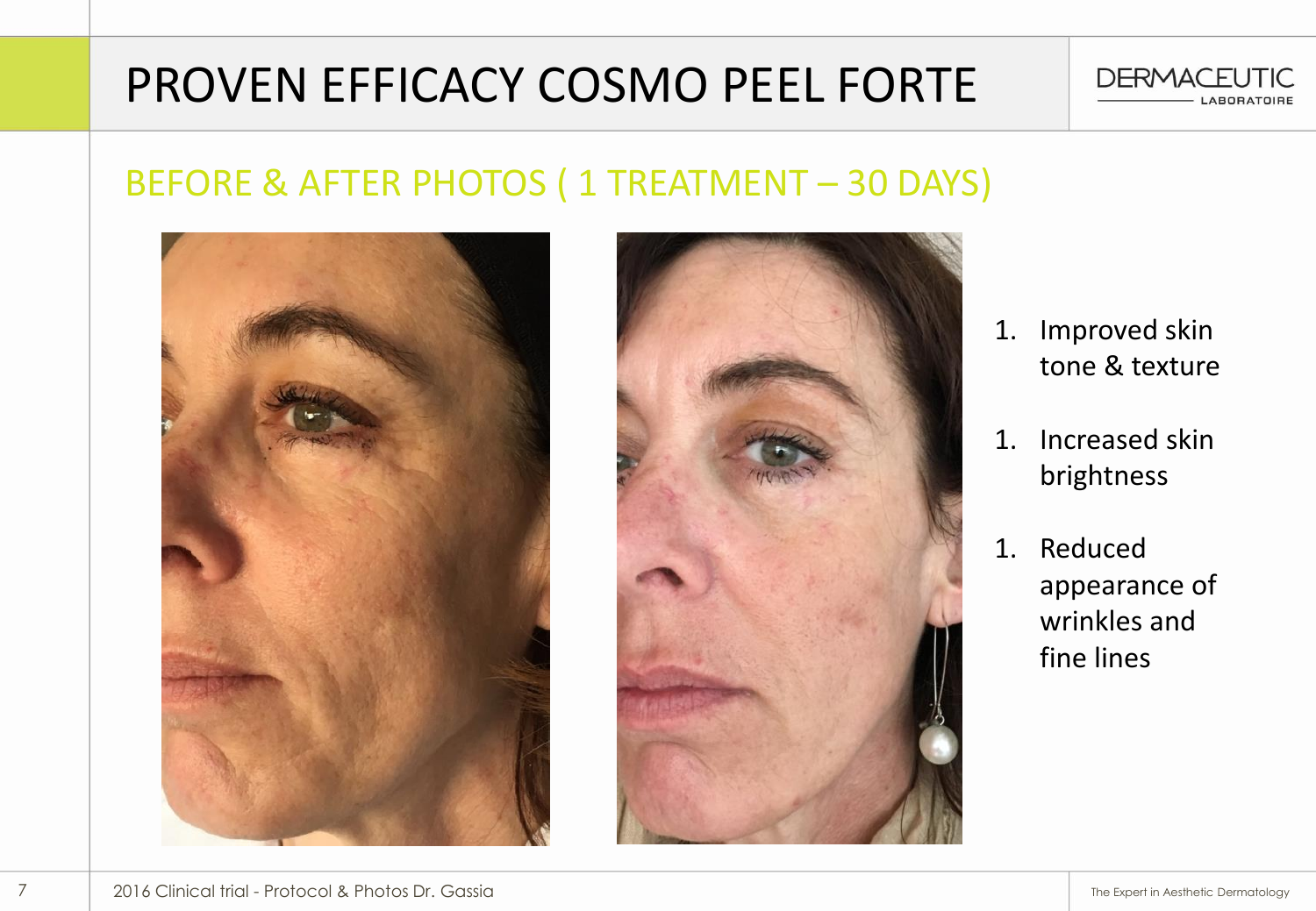# PROVEN EFFICACY COSMO PEEL FORTE

DERMACEUTIC LABORATOIRE

## BEFORE & AFTER PHOTOS ( 1 TREATMENT – 30 DAYS)

1. Improved skin tone & texture
1. Increased skin brightness
1. Reduced appearance of wrinkles and fine lines

2016 Clinical trial - Protocol & Photos Dr. Gassia

The Expert in Aesthetic Dermatology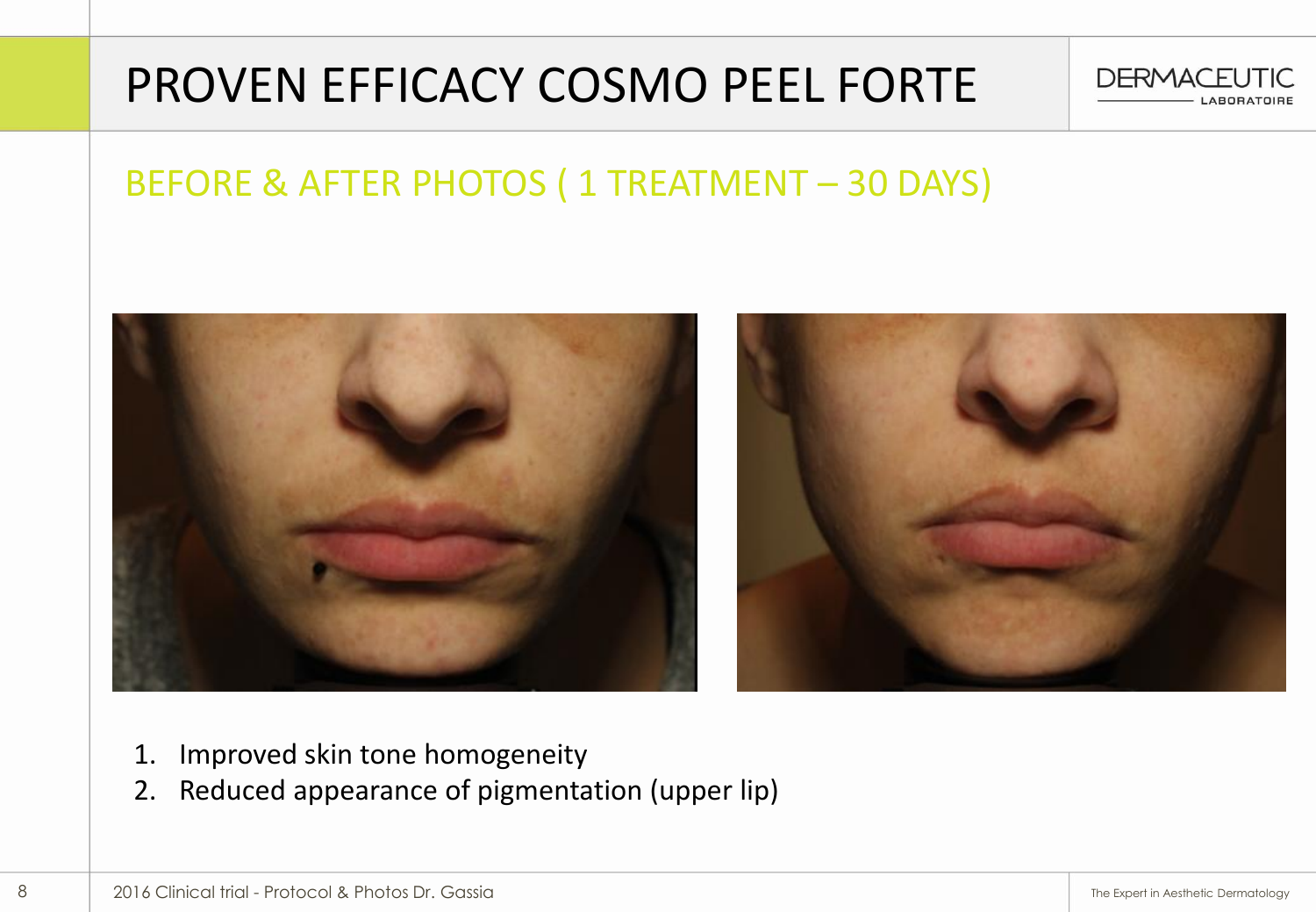# PROVEN EFFICACY COSMO PEEL FORTE

## BEFORE & AFTER PHOTOS ( 1 TREATMENT – 30 DAYS)

1. Improved skin tone homogeneity
2. Reduced appearance of pigmentation (upper lip)

2016 Clinical trial - Protocol & Photos Dr. Gassia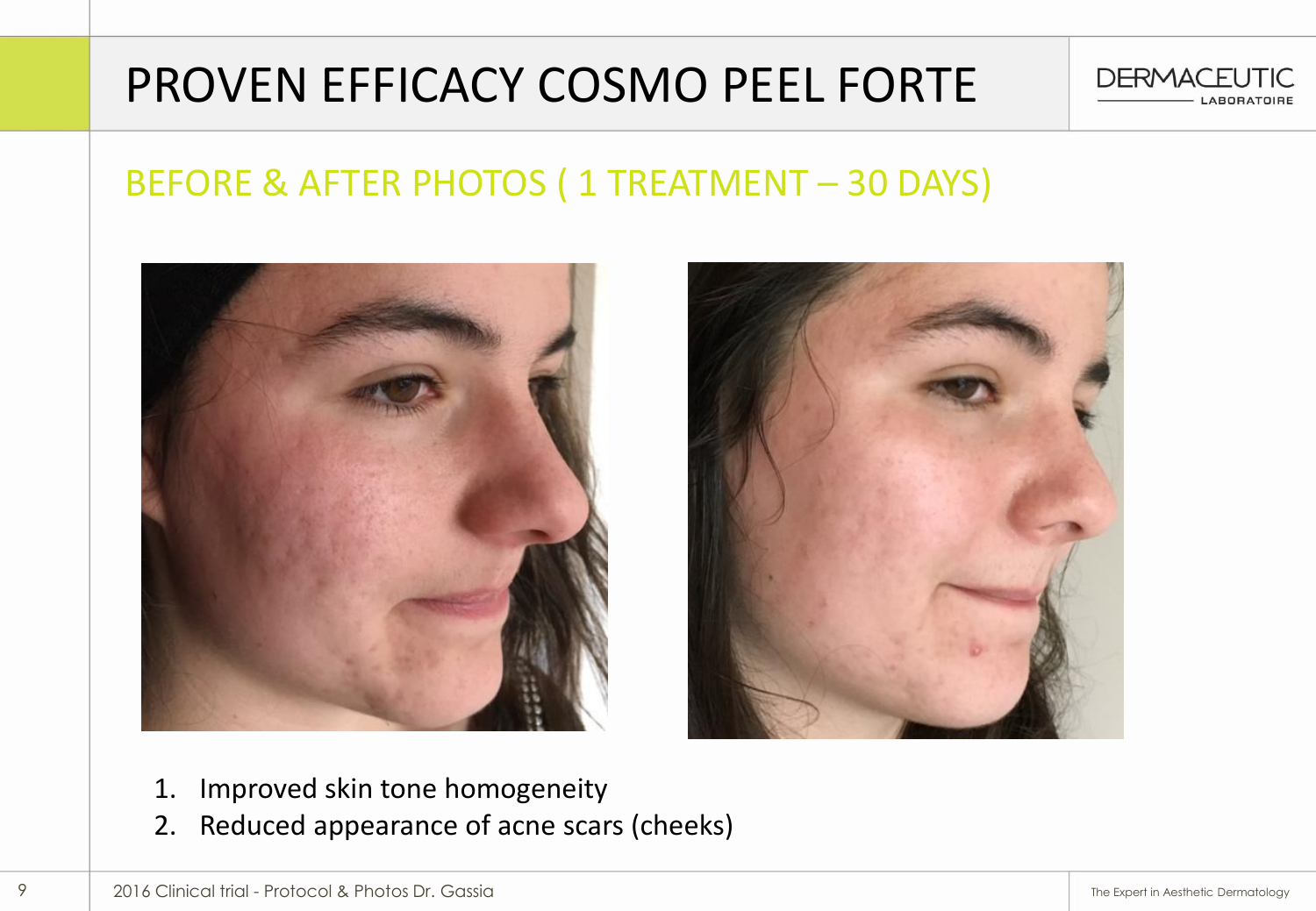# PROVEN EFFICACY COSMO PEEL FORTE

DERMACEUTIC LABORATOIRE

## BEFORE & AFTER PHOTOS ( 1 TREATMENT – 30 DAYS)

1. Improved skin tone homogeneity
2. Reduced appearance of acne scars (cheeks)

2016 Clinical trial - Protocol & Photos Dr. Gassia

The Expert in Aesthetic Dermatology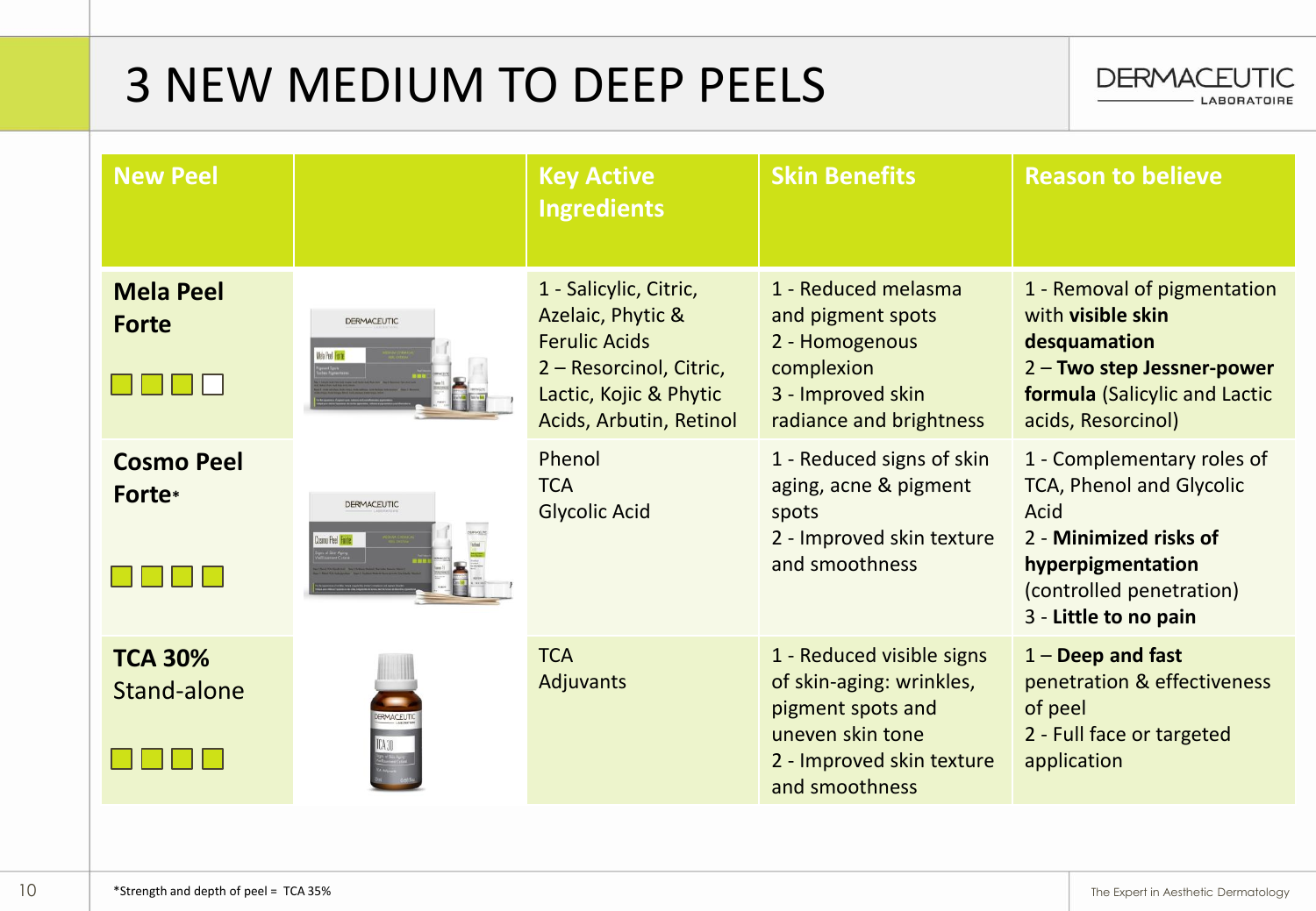# 3 NEW MEDIUM TO DEEP PEELS

| New Peel | | Key Active Ingredients | Skin Benefits | Reason to believe |
|---|---|---|---|---|
| **Mela Peel Forte** | | 1 - Salicylic, Citric, Azelaic, Phytic & Ferulic Acids<br>2 – Resorcinol, Citric, Lactic, Kojic & Phytic Acids, Arbutin, Retinol | 1 - Reduced melasma and pigment spots<br>2 - Homogenous complexion<br>3 - Improved skin radiance and brightness | 1 - Removal of pigmentation with **visible skin desquamation**<br>2 – **Two step Jessner-power formula** (Salicylic and Lactic acids, Resorcinol) |
| **Cosmo Peel Forte*** | | Phenol<br>TCA<br>Glycolic Acid | 1 - Reduced signs of skin aging, acne & pigment spots<br>2 - Improved skin texture and smoothness | 1 - Complementary roles of TCA, Phenol and Glycolic Acid<br>2 - **Minimized risks of hyperpigmentation** (controlled penetration)<br>3 - **Little to no pain** |
| **TCA 30%** Stand-alone | | TCA<br>Adjuvants | 1 - Reduced visible signs of skin-aging: wrinkles, pigment spots and uneven skin tone<br>2 - Improved skin texture and smoothness | 1 – **Deep and fast** penetration & effectiveness of peel<br>2 - Full face or targeted application |

*Strength and depth of peel = TCA 35%